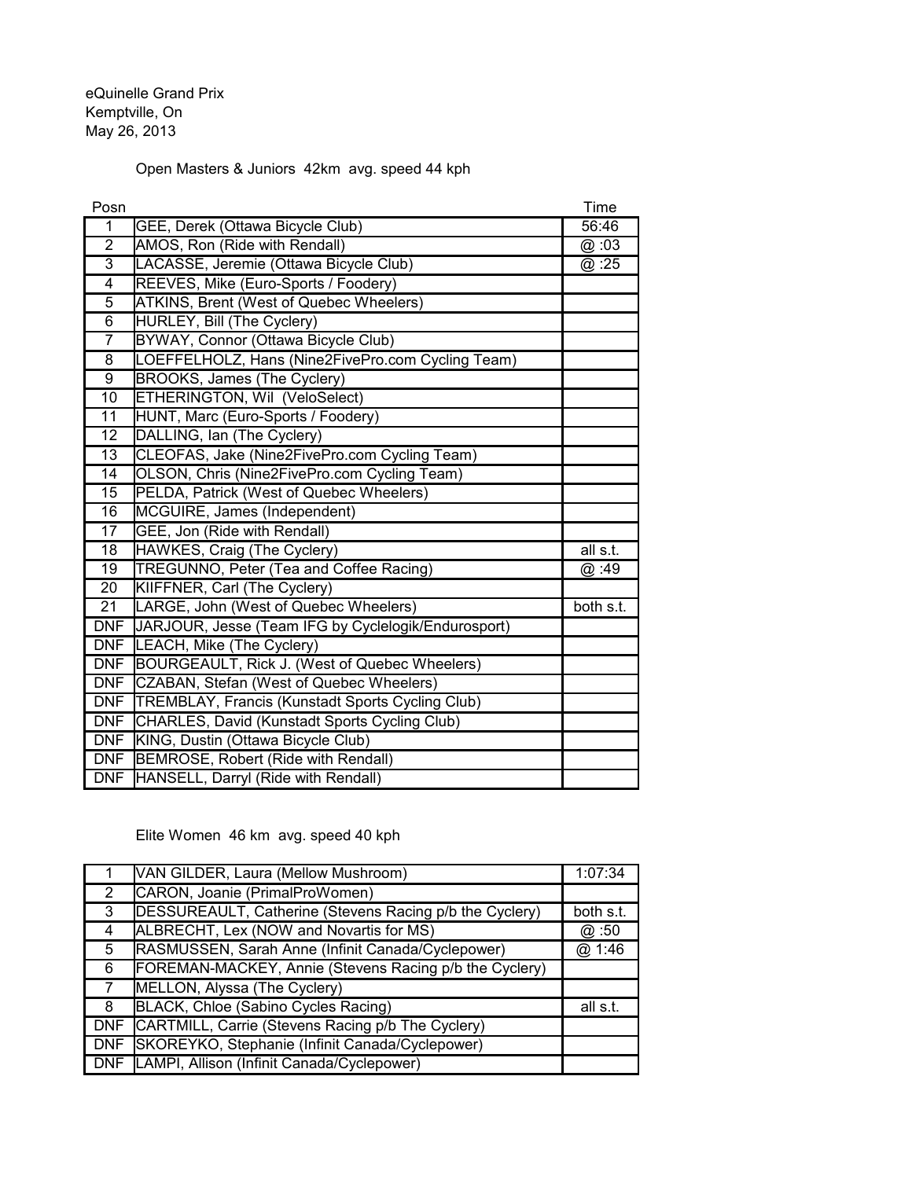eQuinelle Grand Prix
Kemptville, On
May 26, 2013

Open Masters & Juniors 42km avg. speed 44 kph

| Posn | | Time |
|---|---|---|
| 1 | GEE, Derek (Ottawa Bicycle Club) | 56:46 |
| 2 | AMOS, Ron (Ride with Rendall) | @ :03 |
| 3 | LACASSE, Jeremie (Ottawa Bicycle Club) | @ :25 |
| 4 | REEVES, Mike (Euro-Sports / Foodery) | |
| 5 | ATKINS, Brent (West of Quebec Wheelers) | |
| 6 | HURLEY, Bill (The Cyclery) | |
| 7 | BYWAY, Connor (Ottawa Bicycle Club) | |
| 8 | LOEFFELHOLZ, Hans (Nine2FivePro.com Cycling Team) | |
| 9 | BROOKS, James (The Cyclery) | |
| 10 | ETHERINGTON, Wil (VeloSelect) | |
| 11 | HUNT, Marc (Euro-Sports / Foodery) | |
| 12 | DALLING, Ian (The Cyclery) | |
| 13 | CLEOFAS, Jake (Nine2FivePro.com Cycling Team) | |
| 14 | OLSON, Chris (Nine2FivePro.com Cycling Team) | |
| 15 | PELDA, Patrick (West of Quebec Wheelers) | |
| 16 | MCGUIRE, James (Independent) | |
| 17 | GEE, Jon (Ride with Rendall) | |
| 18 | HAWKES, Craig (The Cyclery) | all s.t. |
| 19 | TREGUNNO, Peter (Tea and Coffee Racing) | @ :49 |
| 20 | KIIFFNER, Carl (The Cyclery) | |
| 21 | LARGE, John (West of Quebec Wheelers) | both s.t. |
| DNF | JARJOUR, Jesse (Team IFG by Cyclelogik/Endurosport) | |
| DNF | LEACH, Mike (The Cyclery) | |
| DNF | BOURGEAULT, Rick J. (West of Quebec Wheelers) | |
| DNF | CZABAN, Stefan (West of Quebec Wheelers) | |
| DNF | TREMBLAY, Francis (Kunstadt Sports Cycling Club) | |
| DNF | CHARLES, David (Kunstadt Sports Cycling Club) | |
| DNF | KING, Dustin (Ottawa Bicycle Club) | |
| DNF | BEMROSE, Robert (Ride with Rendall) | |
| DNF | HANSELL, Darryl (Ride with Rendall) | |

Elite Women 46 km avg. speed 40 kph

| Posn | | Time |
|---|---|---|
| 1 | VAN GILDER, Laura (Mellow Mushroom) | 1:07:34 |
| 2 | CARON, Joanie (PrimalProWomen) | |
| 3 | DESSUREAULT, Catherine (Stevens Racing p/b the Cyclery) | both s.t. |
| 4 | ALBRECHT, Lex (NOW and Novartis for MS) | @ :50 |
| 5 | RASMUSSEN, Sarah Anne (Infinit Canada/Cyclepower) | @ 1:46 |
| 6 | FOREMAN-MACKEY, Annie (Stevens Racing p/b the Cyclery) | |
| 7 | MELLON, Alyssa (The Cyclery) | |
| 8 | BLACK, Chloe (Sabino Cycles Racing) | all s.t. |
| DNF | CARTMILL, Carrie (Stevens Racing p/b The Cyclery) | |
| DNF | SKOREYKO, Stephanie (Infinit Canada/Cyclepower) | |
| DNF | LAMPI, Allison (Infinit Canada/Cyclepower) | |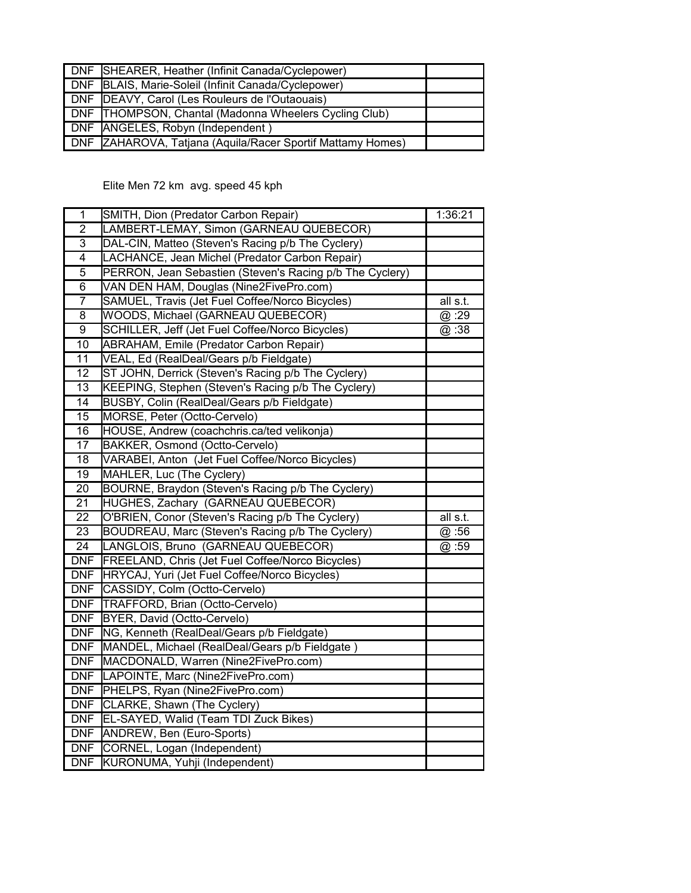| | | |
|---|---|---|
| DNF | SHEARER, Heather (Infinit Canada/Cyclepower) | |
| DNF | BLAIS, Marie-Soleil (Infinit Canada/Cyclepower) | |
| DNF | DEAVY, Carol (Les Rouleurs de l'Outaouais) | |
| DNF | THOMPSON, Chantal (Madonna Wheelers Cycling Club) | |
| DNF | ANGELES, Robyn (Independent ) | |
| DNF | ZAHAROVA, Tatjana (Aquila/Racer Sportif Mattamy Homes) | |

Elite Men 72 km avg. speed 45 kph

| | | |
|---|---|---|
| 1 | SMITH, Dion (Predator Carbon Repair) | 1:36:21 |
| 2 | LAMBERT-LEMAY, Simon (GARNEAU QUEBECOR) | |
| 3 | DAL-CIN, Matteo (Steven's Racing p/b The Cyclery) | |
| 4 | LACHANCE, Jean Michel (Predator Carbon Repair) | |
| 5 | PERRON, Jean Sebastien (Steven's Racing p/b The Cyclery) | |
| 6 | VAN DEN HAM, Douglas (Nine2FivePro.com) | |
| 7 | SAMUEL, Travis (Jet Fuel Coffee/Norco Bicycles) | all s.t. |
| 8 | WOODS, Michael (GARNEAU QUEBECOR) | @ :29 |
| 9 | SCHILLER, Jeff (Jet Fuel Coffee/Norco Bicycles) | @ :38 |
| 10 | ABRAHAM, Emile (Predator Carbon Repair) | |
| 11 | VEAL, Ed (RealDeal/Gears p/b Fieldgate) | |
| 12 | ST JOHN, Derrick (Steven's Racing p/b The Cyclery) | |
| 13 | KEEPING, Stephen (Steven's Racing p/b The Cyclery) | |
| 14 | BUSBY, Colin (RealDeal/Gears p/b Fieldgate) | |
| 15 | MORSE, Peter (Octto-Cervelo) | |
| 16 | HOUSE, Andrew (coachchris.ca/ted velikonja) | |
| 17 | BAKKER, Osmond (Octto-Cervelo) | |
| 18 | VARABEI, Anton (Jet Fuel Coffee/Norco Bicycles) | |
| 19 | MAHLER, Luc (The Cyclery) | |
| 20 | BOURNE, Braydon (Steven's Racing p/b The Cyclery) | |
| 21 | HUGHES, Zachary (GARNEAU QUEBECOR) | |
| 22 | O'BRIEN, Conor (Steven's Racing p/b The Cyclery) | all s.t. |
| 23 | BOUDREAU, Marc (Steven's Racing p/b The Cyclery) | @ :56 |
| 24 | LANGLOIS, Bruno (GARNEAU QUEBECOR) | @ :59 |
| DNF | FREELAND, Chris (Jet Fuel Coffee/Norco Bicycles) | |
| DNF | HRYCAJ, Yuri (Jet Fuel Coffee/Norco Bicycles) | |
| DNF | CASSIDY, Colm (Octto-Cervelo) | |
| DNF | TRAFFORD, Brian (Octto-Cervelo) | |
| DNF | BYER, David (Octto-Cervelo) | |
| DNF | NG, Kenneth (RealDeal/Gears p/b Fieldgate) | |
| DNF | MANDEL, Michael (RealDeal/Gears p/b Fieldgate ) | |
| DNF | MACDONALD, Warren (Nine2FivePro.com) | |
| DNF | LAPOINTE, Marc (Nine2FivePro.com) | |
| DNF | PHELPS, Ryan (Nine2FivePro.com) | |
| DNF | CLARKE, Shawn (The Cyclery) | |
| DNF | EL-SAYED, Walid (Team TDI Zuck Bikes) | |
| DNF | ANDREW, Ben (Euro-Sports) | |
| DNF | CORNEL, Logan (Independent) | |
| DNF | KURONUMA, Yuhji (Independent) | |